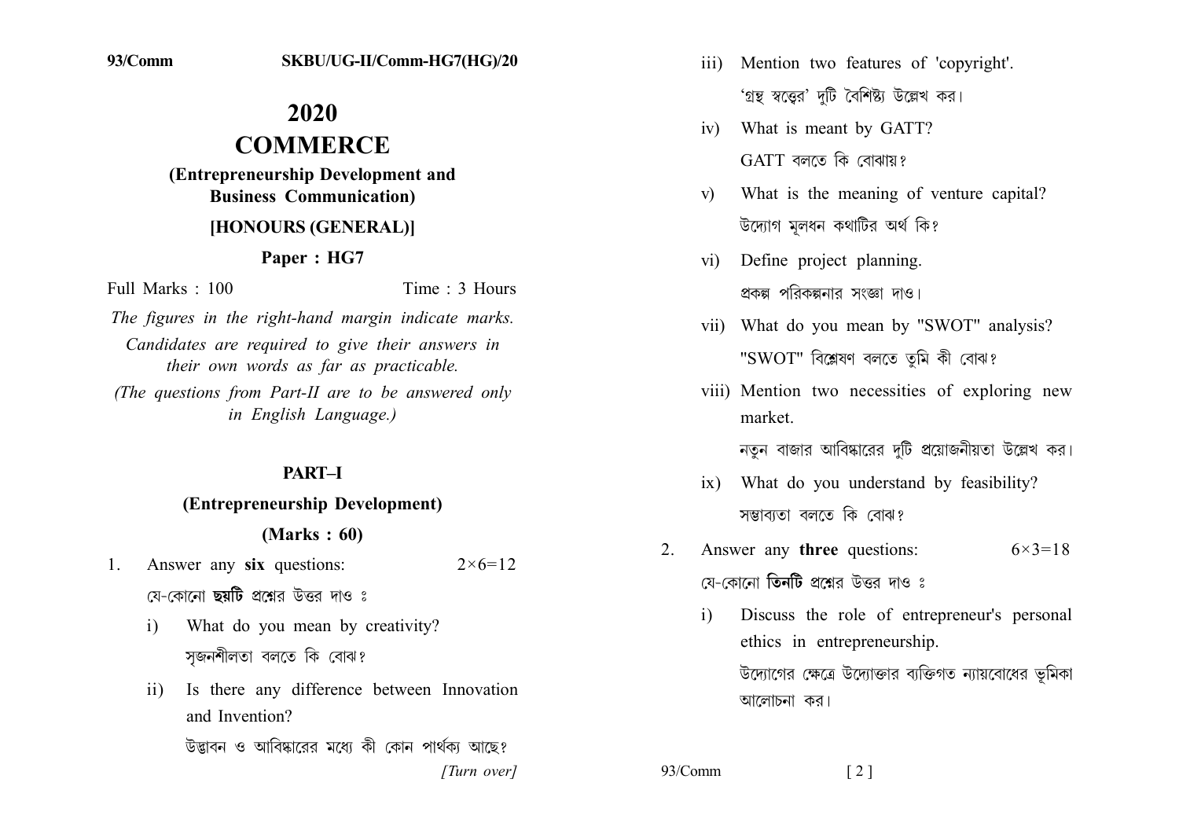# 2020

# COMMERCE

## (Entrepreneurship Development and Business Communication)

## [HONOURS (GENERAL)]

### Paper : HG7

Full Marks : 100 &nbsp;&nbsp;&nbsp;&nbsp;&nbsp;&nbsp;&nbsp;&nbsp; Time : 3 Hours

*The figures in the right-hand margin indicate marks.*

*Candidates are required to give their answers in their own words as far as practicable.*

*(The questions from Part-II are to be answered only in English Language.)*

## PART–I

### (Entrepreneurship Development)

### (Marks : 60)

1. Answer any **six** questions: $2\times6=12$

   যে-কোনো **ছয়টি** প্রশ্নের উত্তর দাও ঃ

   i) What do you mean by creativity?

   সৃজনশীলতা বলতে কি বোঝ?

   ii) Is there any difference between Innovation and Invention?

   উদ্ভাবন ও আবিষ্কারের মধ্যে কী কোন পার্থক্য আছে?

   iii) Mention two features of 'copyright'.

   'গ্রন্থ স্বত্বের' দুটি বৈশিষ্ট্য উল্লেখ কর।

   iv) What is meant by GATT?

   GATT বলতে কি বোঝায়?

   v) What is the meaning of venture capital?

   উদ্যোগ মূলধন কথাটির অর্থ কি?

   vi) Define project planning.

   প্রকল্প পরিকল্পনার সংজ্ঞা দাও।

   vii) What do you mean by "SWOT" analysis?

   "SWOT" বিশ্লেষণ বলতে তুমি কী বোঝ?

   viii) Mention two necessities of exploring new market.

   নতুন বাজার আবিষ্কারের দুটি প্রয়োজনীয়তা উল্লেখ কর।

   ix) What do you understand by feasibility?

   সম্ভাব্যতা বলতে কি বোঝ?

2. Answer any **three** questions: $6\times3=18$

   যে-কোনো **তিনটি** প্রশ্নের উত্তর দাও ঃ

   i) Discuss the role of entrepreneur's personal ethics in entrepreneurship.

   উদ্যোগের ক্ষেত্রে উদ্যোক্তার ব্যক্তিগত ন্যায়বোধের ভূমিকা আলোচনা কর।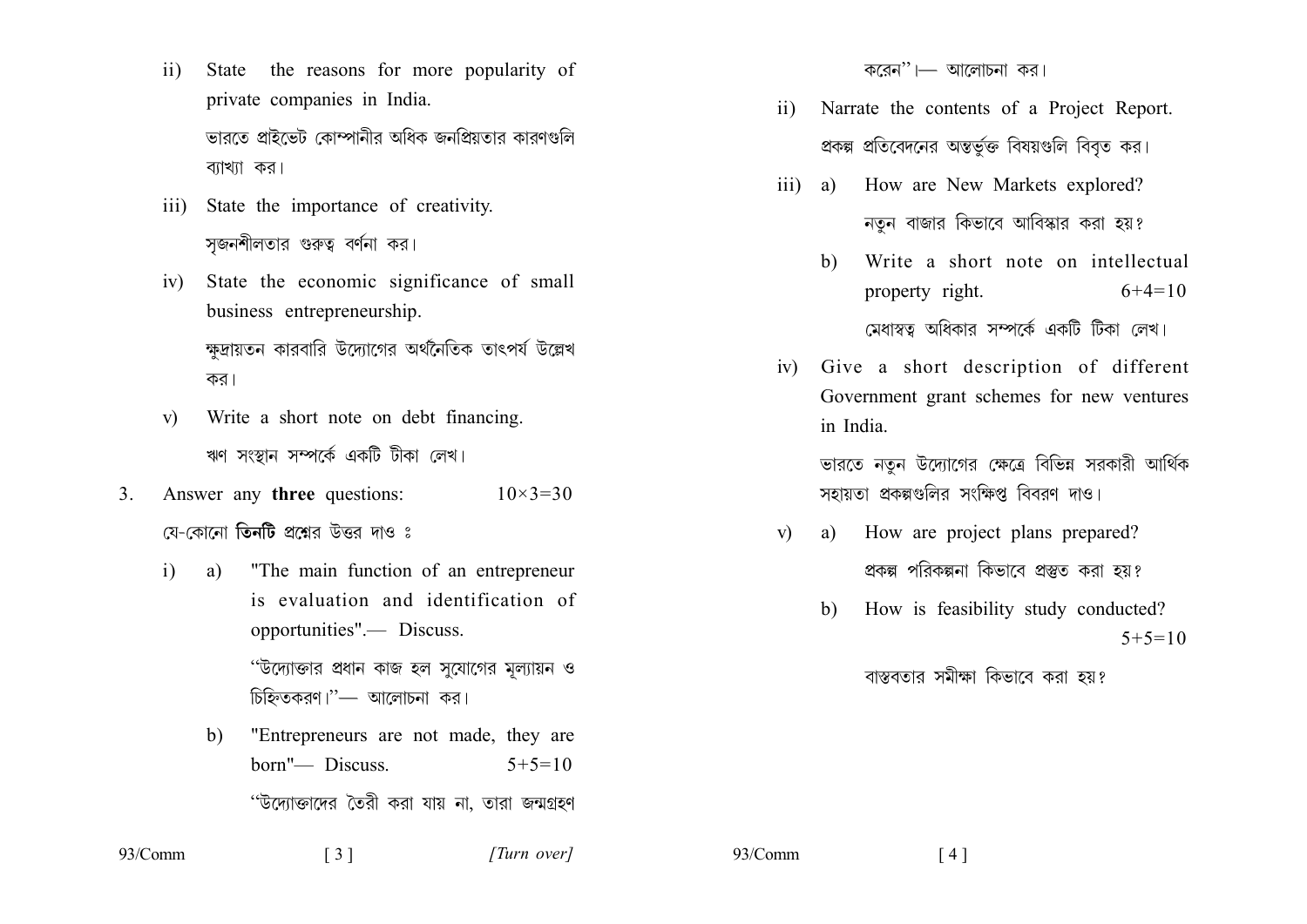ii) State the reasons for more popularity of private companies in India.

ভারতে প্রাইভেট কোম্পানীর অধিক জনপ্রিয়তার কারণগুলি ব্যাখ্যা কর।

iii) State the importance of creativity.

সৃজনশীলতার গুরুত্ব বর্ণনা কর।

iv) State the economic significance of small business entrepreneurship.

ক্ষুদ্রায়তন কারবারি উদ্যোগের অর্থনৈতিক তাৎপর্য উল্লেখ কর।

v) Write a short note on debt financing.

ঋণ সংস্থান সম্পর্কে একটি টীকা লেখ।

3. Answer any **three** questions: $10\times3=30$

যে-কোনো **তিনটি** প্রশ্নের উত্তর দাও ঃ

i) a) "The main function of an entrepreneur is evaluation and identification of opportunities".— Discuss.

"উদ্যোক্তার প্রধান কাজ হল সুযোগের মূল্যায়ন ও চিহ্নিতকরণ।"— আলোচনা কর।

b) "Entrepreneurs are not made, they are born"— Discuss. $5+5=10$

"উদ্যোক্তাদের তৈরী করা যায় না, তারা জন্মগ্রহণ করেন"।— আলোচনা কর।

ii) Narrate the contents of a Project Report.

প্রকল্প প্রতিবেদনের অন্তর্ভুক্ত বিষয়গুলি বিবৃত কর।

iii) a) How are New Markets explored?

নতুন বাজার কিভাবে আবিস্কার করা হয়?

b) Write a short note on intellectual property right. $6+4=10$

মেধাস্বত্ব অধিকার সম্পর্কে একটি টিকা লেখ।

iv) Give a short description of different Government grant schemes for new ventures in India.

ভারতে নতুন উদ্যোগের ক্ষেত্রে বিভিন্ন সরকারী আর্থিক সহায়তা প্রকল্পগুলির সংক্ষিপ্ত বিবরণ দাও।

v) a) How are project plans prepared?

প্রকল্প পরিকল্পনা কিভাবে প্রস্তুত করা হয়?

b) How is feasibility study conducted? $5+5=10$

বাস্তবতার সমীক্ষা কিভাবে করা হয়?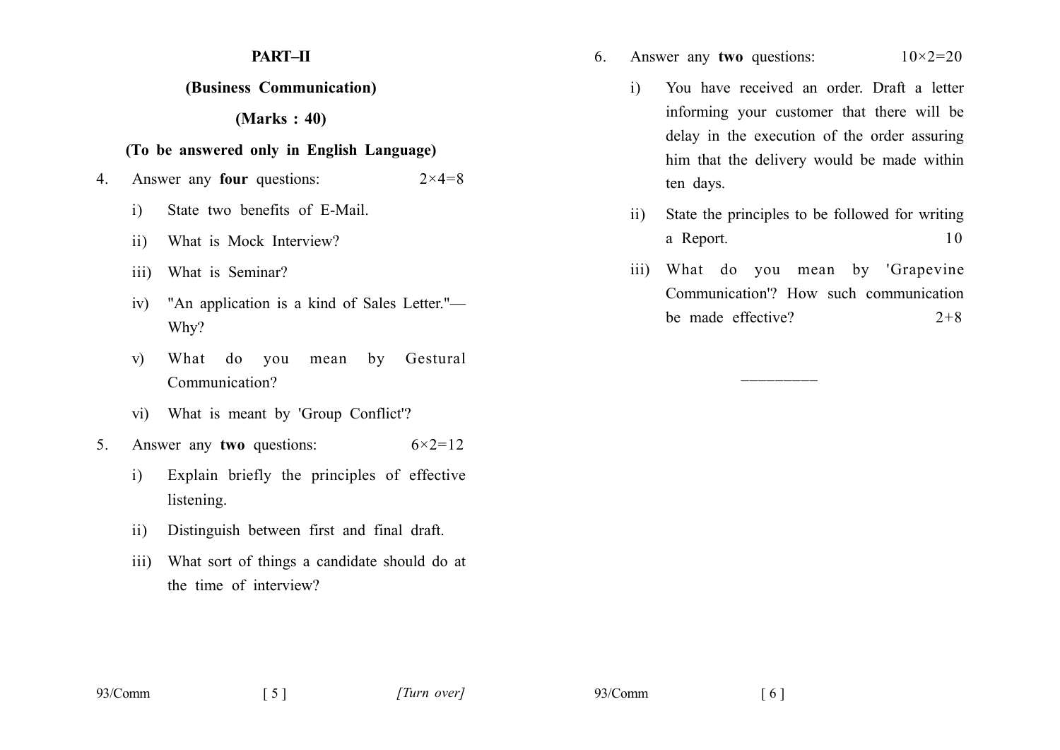# PART–II

## (Business Communication)

### (Marks : 40)

**(To be answered only in English Language)**

4. Answer any **four** questions: $2\times4=8$

   i) State two benefits of E-Mail.

   ii) What is Mock Interview?

   iii) What is Seminar?

   iv) "An application is a kind of Sales Letter."— Why?

   v) What do you mean by Gestural Communication?

   vi) What is meant by 'Group Conflict'?

5. Answer any **two** questions: $6\times2=12$

   i) Explain briefly the principles of effective listening.

   ii) Distinguish between first and final draft.

   iii) What sort of things a candidate should do at the time of interview?

6. Answer any **two** questions: $10\times2=20$

   i) You have received an order. Draft a letter informing your customer that there will be delay in the execution of the order assuring him that the delivery would be made within ten days.

   ii) State the principles to be followed for writing a Report. 10

   iii) What do you mean by 'Grapevine Communication'? How such communication be made effective? 2+8

———————